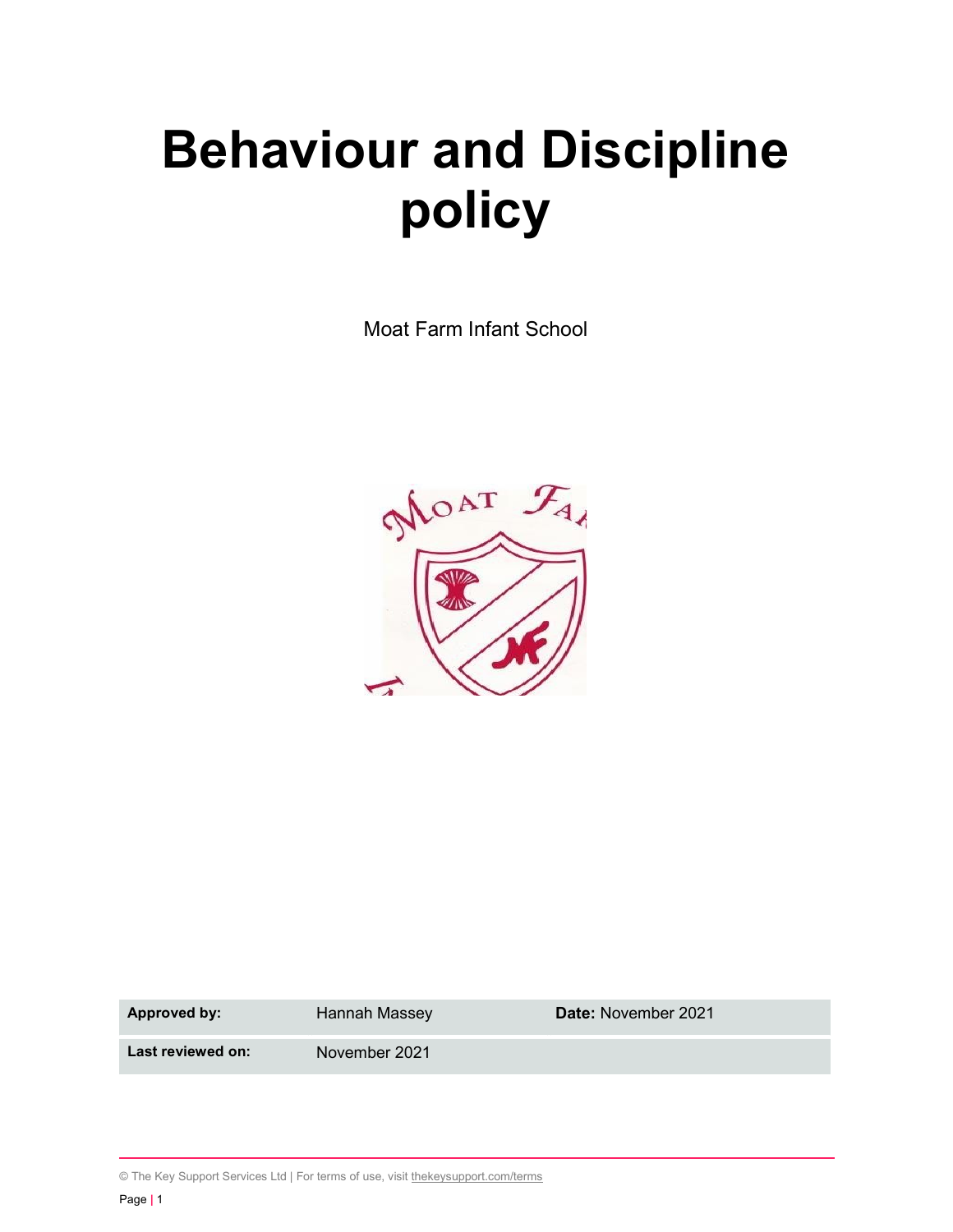# Behaviour and Discipline policy

Moat Farm Infant School

| **Approved by:** | Hannah Massey | **Date:** November 2021 |
|---|---|---|
| **Last reviewed on:** | November 2021 | |

© The Key Support Services Ltd | For terms of use, visit thekeysupport.com/terms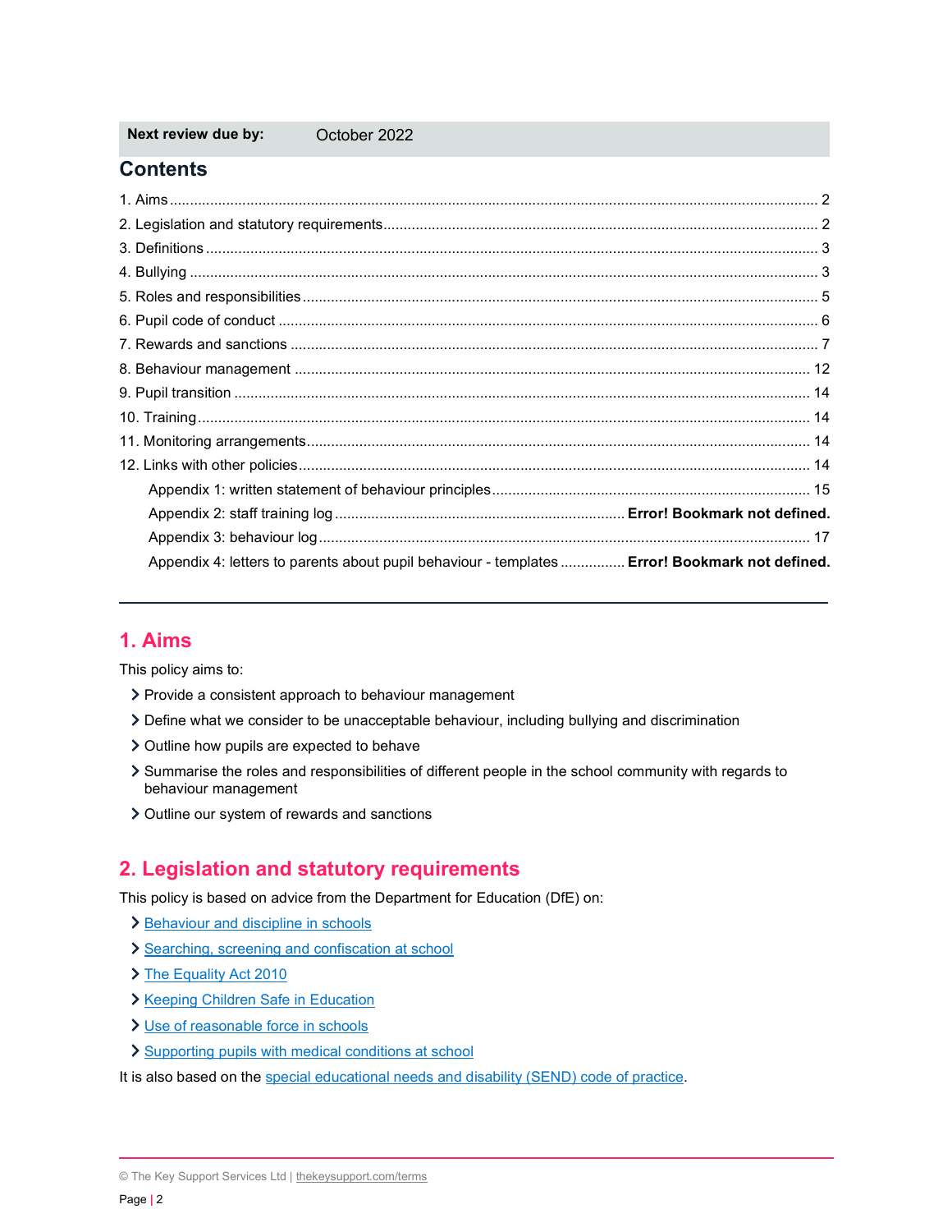| **Next review due by:** | October 2022 |
| --- | --- |

## Contents

1. Aims ..... 2
2. Legislation and statutory requirements ..... 2
3. Definitions ..... 3
4. Bullying ..... 3
5. Roles and responsibilities ..... 5
6. Pupil code of conduct ..... 6
7. Rewards and sanctions ..... 7
8. Behaviour management ..... 12
9. Pupil transition ..... 14
10. Training ..... 14
11. Monitoring arrangements ..... 14
12. Links with other policies ..... 14
    - Appendix 1: written statement of behaviour principles ..... 15
    - Appendix 2: staff training log ..... **Error! Bookmark not defined.**
    - Appendix 3: behaviour log ..... 17
    - Appendix 4: letters to parents about pupil behaviour - templates ..... **Error! Bookmark not defined.**

---

## 1. Aims

This policy aims to:

- Provide a consistent approach to behaviour management
- Define what we consider to be unacceptable behaviour, including bullying and discrimination
- Outline how pupils are expected to behave
- Summarise the roles and responsibilities of different people in the school community with regards to behaviour management
- Outline our system of rewards and sanctions

## 2. Legislation and statutory requirements

This policy is based on advice from the Department for Education (DfE) on:

- Behaviour and discipline in schools
- Searching, screening and confiscation at school
- The Equality Act 2010
- Keeping Children Safe in Education
- Use of reasonable force in schools
- Supporting pupils with medical conditions at school

It is also based on the special educational needs and disability (SEND) code of practice.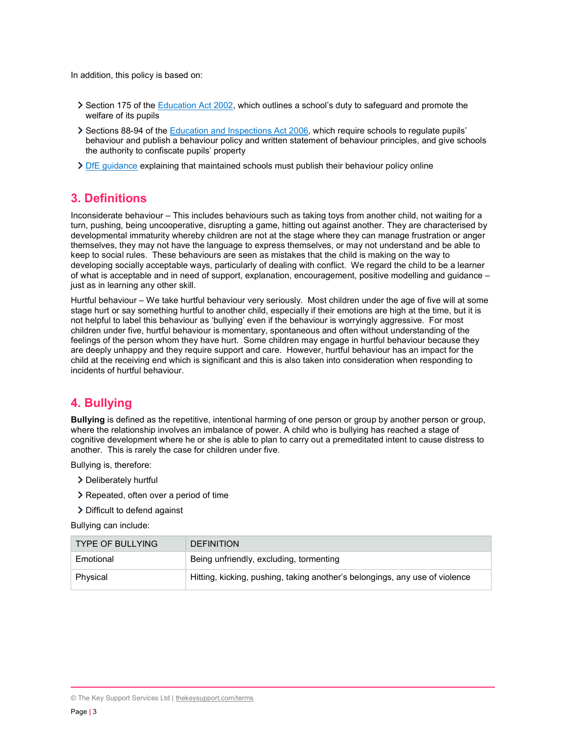In addition, this policy is based on:

- Section 175 of the Education Act 2002, which outlines a school's duty to safeguard and promote the welfare of its pupils
- Sections 88-94 of the Education and Inspections Act 2006, which require schools to regulate pupils' behaviour and publish a behaviour policy and written statement of behaviour principles, and give schools the authority to confiscate pupils' property
- DfE guidance explaining that maintained schools must publish their behaviour policy online

## 3. Definitions

Inconsiderate behaviour – This includes behaviours such as taking toys from another child, not waiting for a turn, pushing, being uncooperative, disrupting a game, hitting out against another. They are characterised by developmental immaturity whereby children are not at the stage where they can manage frustration or anger themselves, they may not have the language to express themselves, or may not understand and be able to keep to social rules. These behaviours are seen as mistakes that the child is making on the way to developing socially acceptable ways, particularly of dealing with conflict. We regard the child to be a learner of what is acceptable and in need of support, explanation, encouragement, positive modelling and guidance – just as in learning any other skill.

Hurtful behaviour – We take hurtful behaviour very seriously. Most children under the age of five will at some stage hurt or say something hurtful to another child, especially if their emotions are high at the time, but it is not helpful to label this behaviour as 'bullying' even if the behaviour is worryingly aggressive. For most children under five, hurtful behaviour is momentary, spontaneous and often without understanding of the feelings of the person whom they have hurt. Some children may engage in hurtful behaviour because they are deeply unhappy and they require support and care. However, hurtful behaviour has an impact for the child at the receiving end which is significant and this is also taken into consideration when responding to incidents of hurtful behaviour.

## 4. Bullying

**Bullying** is defined as the repetitive, intentional harming of one person or group by another person or group, where the relationship involves an imbalance of power. A child who is bullying has reached a stage of cognitive development where he or she is able to plan to carry out a premeditated intent to cause distress to another. This is rarely the case for children under five.

Bullying is, therefore:

- Deliberately hurtful
- Repeated, often over a period of time
- Difficult to defend against

Bullying can include:

| TYPE OF BULLYING | DEFINITION |
|---|---|
| Emotional | Being unfriendly, excluding, tormenting |
| Physical | Hitting, kicking, pushing, taking another's belongings, any use of violence |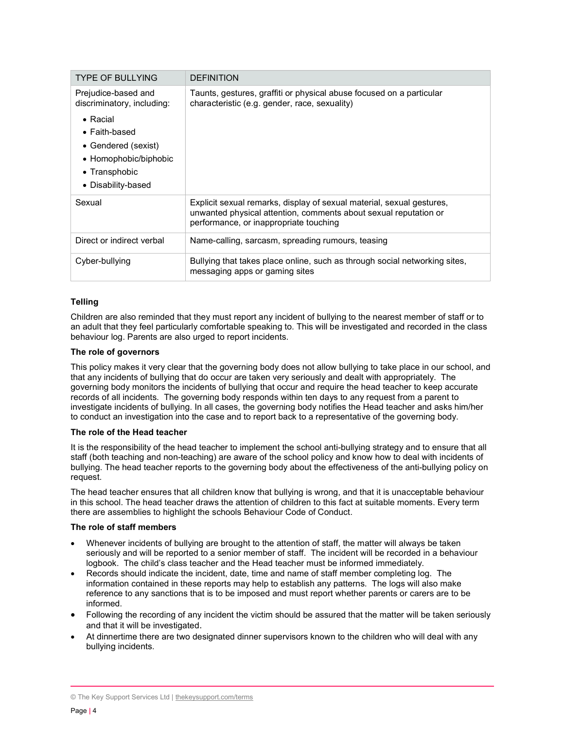| TYPE OF BULLYING | DEFINITION |
|---|---|
| Prejudice-based and discriminatory, including:<br>• Racial<br>• Faith-based<br>• Gendered (sexist)<br>• Homophobic/biphobic<br>• Transphobic<br>• Disability-based | Taunts, gestures, graffiti or physical abuse focused on a particular characteristic (e.g. gender, race, sexuality) |
| Sexual | Explicit sexual remarks, display of sexual material, sexual gestures, unwanted physical attention, comments about sexual reputation or performance, or inappropriate touching |
| Direct or indirect verbal | Name-calling, sarcasm, spreading rumours, teasing |
| Cyber-bullying | Bullying that takes place online, such as through social networking sites, messaging apps or gaming sites |

**Telling**

Children are also reminded that they must report any incident of bullying to the nearest member of staff or to an adult that they feel particularly comfortable speaking to. This will be investigated and recorded in the class behaviour log. Parents are also urged to report incidents.

**The role of governors**

This policy makes it very clear that the governing body does not allow bullying to take place in our school, and that any incidents of bullying that do occur are taken very seriously and dealt with appropriately. The governing body monitors the incidents of bullying that occur and require the head teacher to keep accurate records of all incidents. The governing body responds within ten days to any request from a parent to investigate incidents of bullying. In all cases, the governing body notifies the Head teacher and asks him/her to conduct an investigation into the case and to report back to a representative of the governing body.

**The role of the Head teacher**

It is the responsibility of the head teacher to implement the school anti-bullying strategy and to ensure that all staff (both teaching and non-teaching) are aware of the school policy and know how to deal with incidents of bullying. The head teacher reports to the governing body about the effectiveness of the anti-bullying policy on request.

The head teacher ensures that all children know that bullying is wrong, and that it is unacceptable behaviour in this school. The head teacher draws the attention of children to this fact at suitable moments. Every term there are assemblies to highlight the schools Behaviour Code of Conduct.

**The role of staff members**

- Whenever incidents of bullying are brought to the attention of staff, the matter will always be taken seriously and will be reported to a senior member of staff. The incident will be recorded in a behaviour logbook. The child's class teacher and the Head teacher must be informed immediately.
- Records should indicate the incident, date, time and name of staff member completing log. The information contained in these reports may help to establish any patterns. The logs will also make reference to any sanctions that is to be imposed and must report whether parents or carers are to be informed.
- Following the recording of any incident the victim should be assured that the matter will be taken seriously and that it will be investigated.
- At dinnertime there are two designated dinner supervisors known to the children who will deal with any bullying incidents.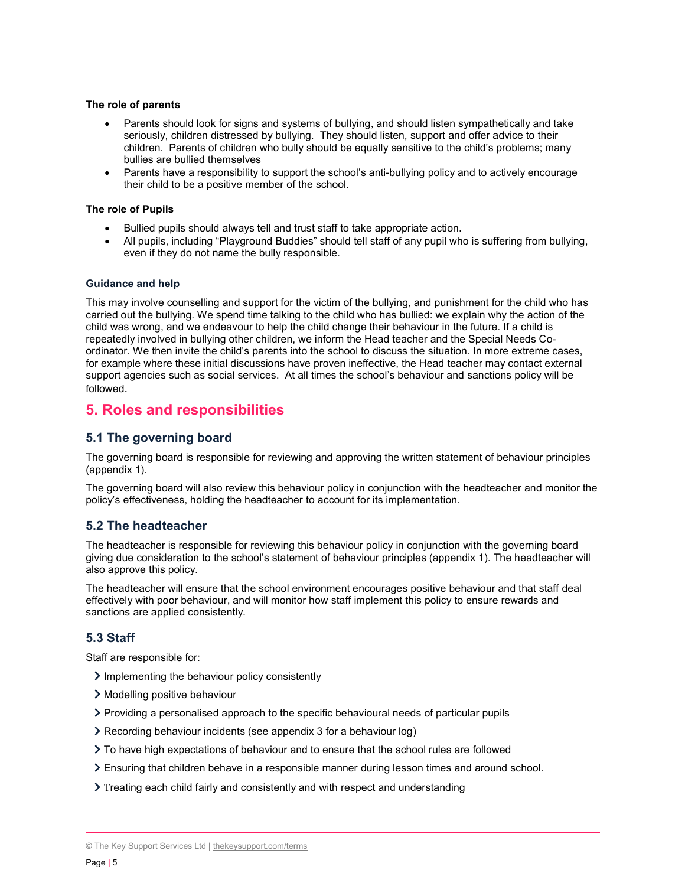**The role of parents**

- Parents should look for signs and systems of bullying, and should listen sympathetically and take seriously, children distressed by bullying. They should listen, support and offer advice to their children. Parents of children who bully should be equally sensitive to the child's problems; many bullies are bullied themselves
- Parents have a responsibility to support the school's anti-bullying policy and to actively encourage their child to be a positive member of the school.

**The role of Pupils**

- Bullied pupils should always tell and trust staff to take appropriate action**.**
- All pupils, including "Playground Buddies" should tell staff of any pupil who is suffering from bullying, even if they do not name the bully responsible.

**Guidance and help**

This may involve counselling and support for the victim of the bullying, and punishment for the child who has carried out the bullying. We spend time talking to the child who has bullied: we explain why the action of the child was wrong, and we endeavour to help the child change their behaviour in the future. If a child is repeatedly involved in bullying other children, we inform the Head teacher and the Special Needs Co-ordinator. We then invite the child's parents into the school to discuss the situation. In more extreme cases, for example where these initial discussions have proven ineffective, the Head teacher may contact external support agencies such as social services. At all times the school's behaviour and sanctions policy will be followed.

# 5. Roles and responsibilities

## 5.1 The governing board

The governing board is responsible for reviewing and approving the written statement of behaviour principles (appendix 1).

The governing board will also review this behaviour policy in conjunction with the headteacher and monitor the policy's effectiveness, holding the headteacher to account for its implementation.

## 5.2 The headteacher

The headteacher is responsible for reviewing this behaviour policy in conjunction with the governing board giving due consideration to the school's statement of behaviour principles (appendix 1). The headteacher will also approve this policy.

The headteacher will ensure that the school environment encourages positive behaviour and that staff deal effectively with poor behaviour, and will monitor how staff implement this policy to ensure rewards and sanctions are applied consistently.

## 5.3 Staff

Staff are responsible for:

- Implementing the behaviour policy consistently
- Modelling positive behaviour
- Providing a personalised approach to the specific behavioural needs of particular pupils
- Recording behaviour incidents (see appendix 3 for a behaviour log)
- To have high expectations of behaviour and to ensure that the school rules are followed
- Ensuring that children behave in a responsible manner during lesson times and around school.
- Treating each child fairly and consistently and with respect and understanding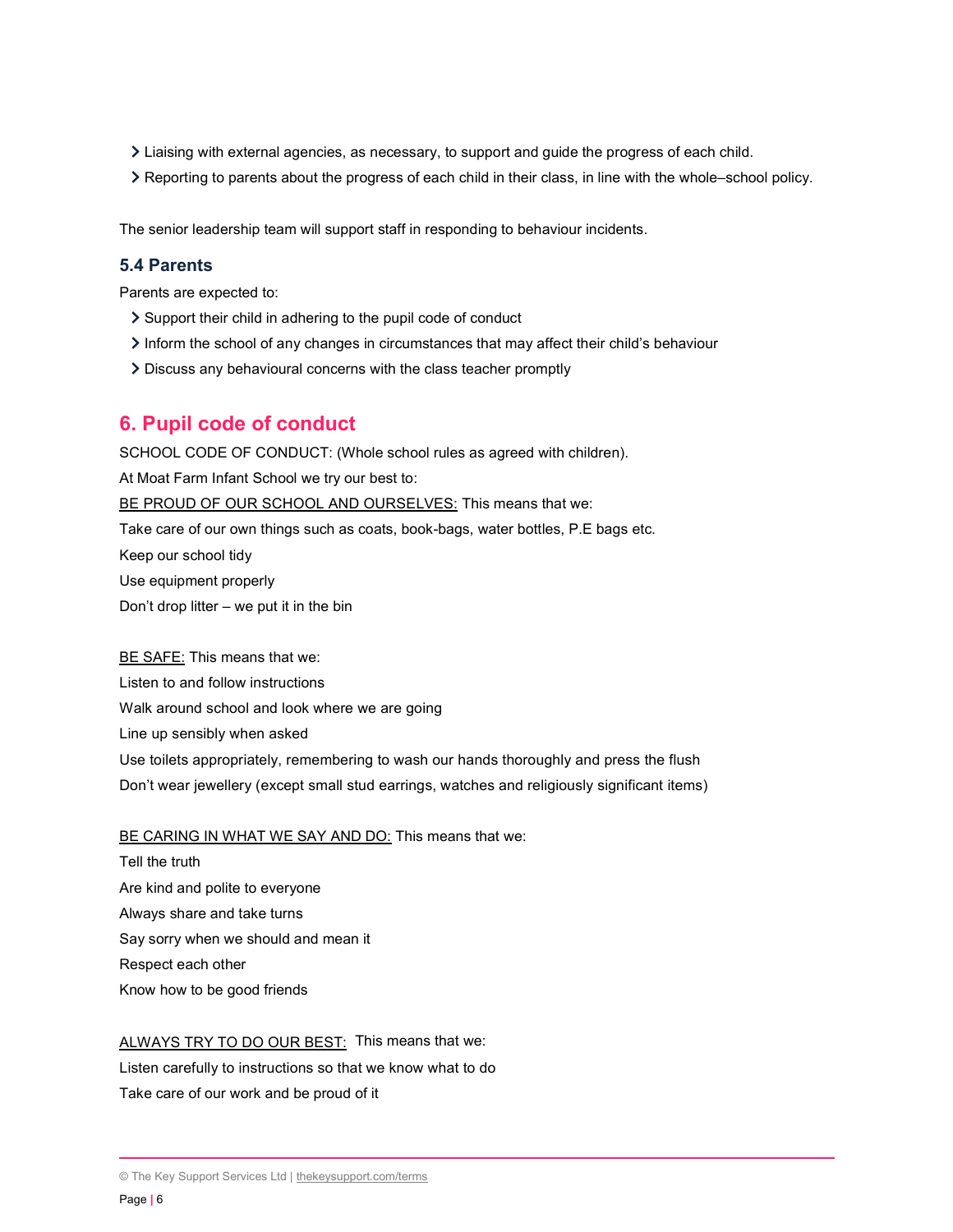- Liaising with external agencies, as necessary, to support and guide the progress of each child.
- Reporting to parents about the progress of each child in their class, in line with the whole–school policy.

The senior leadership team will support staff in responding to behaviour incidents.

### 5.4 Parents

Parents are expected to:

- Support their child in adhering to the pupil code of conduct
- Inform the school of any changes in circumstances that may affect their child's behaviour
- Discuss any behavioural concerns with the class teacher promptly

## 6. Pupil code of conduct

SCHOOL CODE OF CONDUCT: (Whole school rules as agreed with children).

At Moat Farm Infant School we try our best to:

BE PROUD OF OUR SCHOOL AND OURSELVES: This means that we:

Take care of our own things such as coats, book-bags, water bottles, P.E bags etc.

Keep our school tidy

Use equipment properly

Don't drop litter – we put it in the bin

BE SAFE: This means that we:

Listen to and follow instructions

Walk around school and look where we are going

Line up sensibly when asked

Use toilets appropriately, remembering to wash our hands thoroughly and press the flush

Don't wear jewellery (except small stud earrings, watches and religiously significant items)

BE CARING IN WHAT WE SAY AND DO: This means that we:

Tell the truth

Are kind and polite to everyone

Always share and take turns

Say sorry when we should and mean it

Respect each other

Know how to be good friends

ALWAYS TRY TO DO OUR BEST: This means that we:

Listen carefully to instructions so that we know what to do

Take care of our work and be proud of it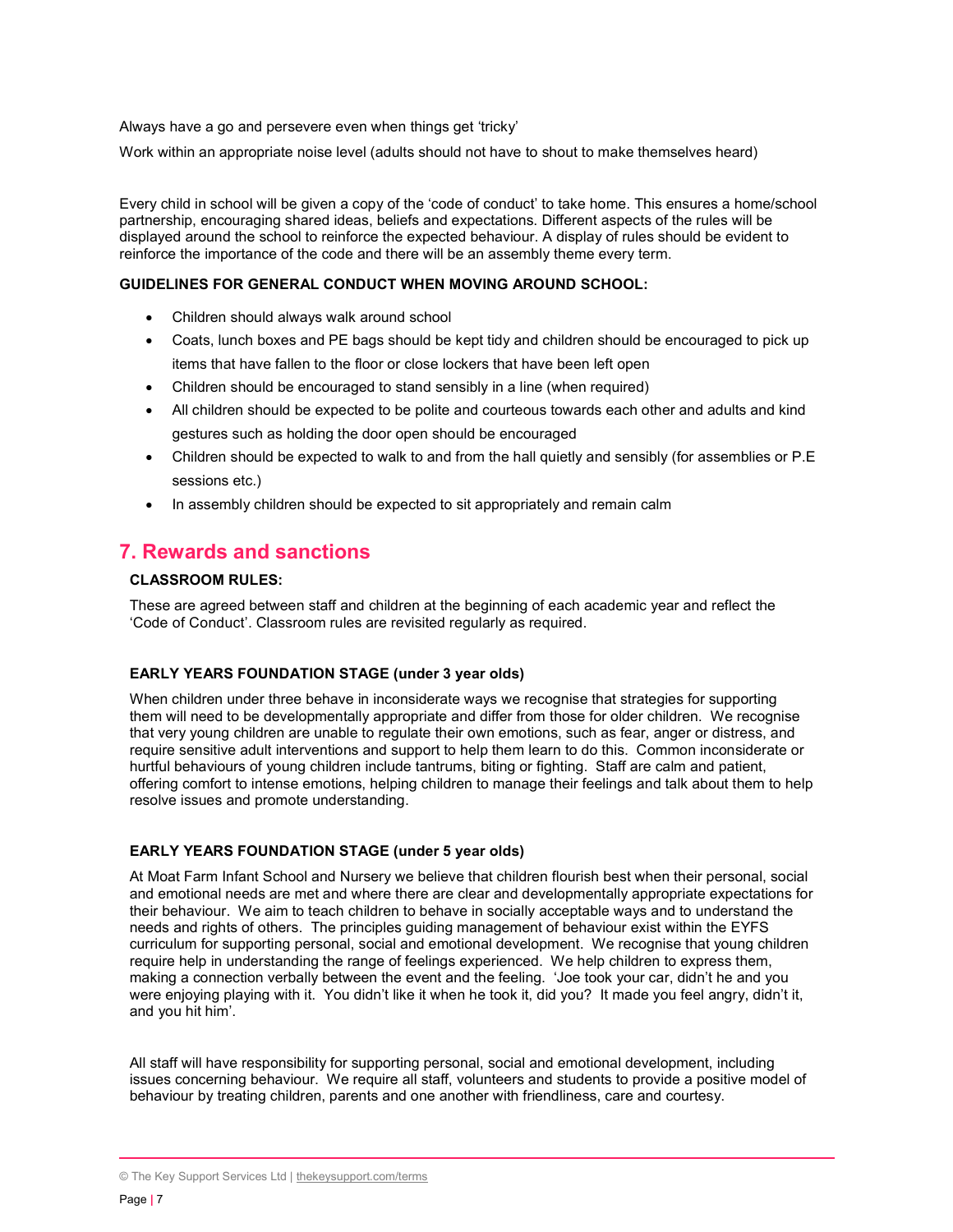Always have a go and persevere even when things get 'tricky'

Work within an appropriate noise level (adults should not have to shout to make themselves heard)

Every child in school will be given a copy of the 'code of conduct' to take home. This ensures a home/school partnership, encouraging shared ideas, beliefs and expectations. Different aspects of the rules will be displayed around the school to reinforce the expected behaviour. A display of rules should be evident to reinforce the importance of the code and there will be an assembly theme every term.

**GUIDELINES FOR GENERAL CONDUCT WHEN MOVING AROUND SCHOOL:**

- Children should always walk around school
- Coats, lunch boxes and PE bags should be kept tidy and children should be encouraged to pick up items that have fallen to the floor or close lockers that have been left open
- Children should be encouraged to stand sensibly in a line (when required)
- All children should be expected to be polite and courteous towards each other and adults and kind gestures such as holding the door open should be encouraged
- Children should be expected to walk to and from the hall quietly and sensibly (for assemblies or P.E sessions etc.)
- In assembly children should be expected to sit appropriately and remain calm

## 7. Rewards and sanctions

**CLASSROOM RULES:**

These are agreed between staff and children at the beginning of each academic year and reflect the 'Code of Conduct'. Classroom rules are revisited regularly as required.

**EARLY YEARS FOUNDATION STAGE (under 3 year olds)**

When children under three behave in inconsiderate ways we recognise that strategies for supporting them will need to be developmentally appropriate and differ from those for older children. We recognise that very young children are unable to regulate their own emotions, such as fear, anger or distress, and require sensitive adult interventions and support to help them learn to do this. Common inconsiderate or hurtful behaviours of young children include tantrums, biting or fighting. Staff are calm and patient, offering comfort to intense emotions, helping children to manage their feelings and talk about them to help resolve issues and promote understanding.

**EARLY YEARS FOUNDATION STAGE (under 5 year olds)**

At Moat Farm Infant School and Nursery we believe that children flourish best when their personal, social and emotional needs are met and where there are clear and developmentally appropriate expectations for their behaviour. We aim to teach children to behave in socially acceptable ways and to understand the needs and rights of others. The principles guiding management of behaviour exist within the EYFS curriculum for supporting personal, social and emotional development. We recognise that young children require help in understanding the range of feelings experienced. We help children to express them, making a connection verbally between the event and the feeling. 'Joe took your car, didn't he and you were enjoying playing with it. You didn't like it when he took it, did you? It made you feel angry, didn't it, and you hit him'.

All staff will have responsibility for supporting personal, social and emotional development, including issues concerning behaviour. We require all staff, volunteers and students to provide a positive model of behaviour by treating children, parents and one another with friendliness, care and courtesy.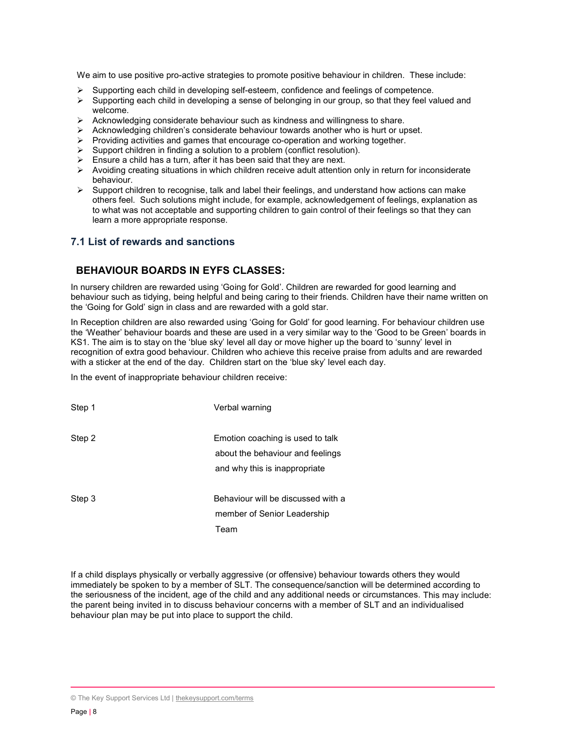We aim to use positive pro-active strategies to promote positive behaviour in children. These include:

- Supporting each child in developing self-esteem, confidence and feelings of competence.
- Supporting each child in developing a sense of belonging in our group, so that they feel valued and welcome.
- Acknowledging considerate behaviour such as kindness and willingness to share.
- Acknowledging children's considerate behaviour towards another who is hurt or upset.
- Providing activities and games that encourage co-operation and working together.
- Support children in finding a solution to a problem (conflict resolution).
- Ensure a child has a turn, after it has been said that they are next.
- Avoiding creating situations in which children receive adult attention only in return for inconsiderate behaviour.
- Support children to recognise, talk and label their feelings, and understand how actions can make others feel. Such solutions might include, for example, acknowledgement of feelings, explanation as to what was not acceptable and supporting children to gain control of their feelings so that they can learn a more appropriate response.

### 7.1 List of rewards and sanctions

#### BEHAVIOUR BOARDS IN EYFS CLASSES:

In nursery children are rewarded using 'Going for Gold'. Children are rewarded for good learning and behaviour such as tidying, being helpful and being caring to their friends. Children have their name written on the 'Going for Gold' sign in class and are rewarded with a gold star.

In Reception children are also rewarded using 'Going for Gold' for good learning. For behaviour children use the 'Weather' behaviour boards and these are used in a very similar way to the 'Good to be Green' boards in KS1. The aim is to stay on the 'blue sky' level all day or move higher up the board to 'sunny' level in recognition of extra good behaviour. Children who achieve this receive praise from adults and are rewarded with a sticker at the end of the day. Children start on the 'blue sky' level each day.

In the event of inappropriate behaviour children receive:

| | |
|---|---|
| Step 1 | Verbal warning |
| Step 2 | Emotion coaching is used to talk about the behaviour and feelings and why this is inappropriate |
| Step 3 | Behaviour will be discussed with a member of Senior Leadership Team |

If a child displays physically or verbally aggressive (or offensive) behaviour towards others they would immediately be spoken to by a member of SLT. The consequence/sanction will be determined according to the seriousness of the incident, age of the child and any additional needs or circumstances. This may include: the parent being invited in to discuss behaviour concerns with a member of SLT and an individualised behaviour plan may be put into place to support the child.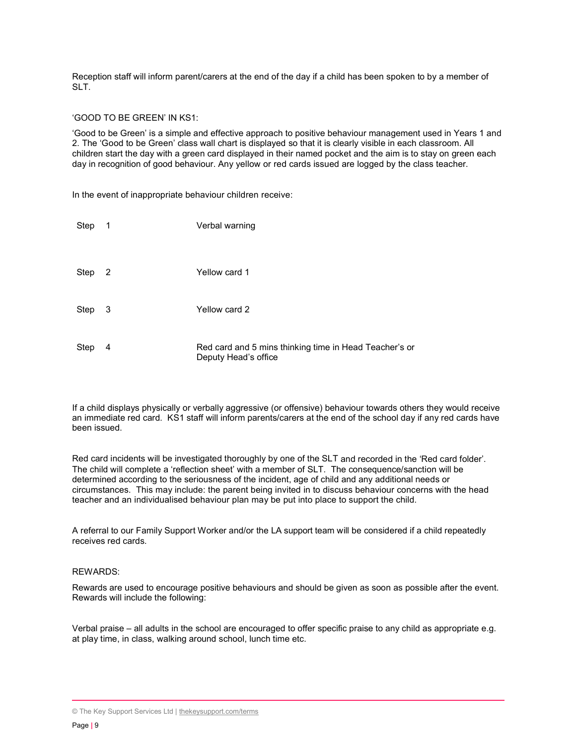Reception staff will inform parent/carers at the end of the day if a child has been spoken to by a member of SLT.

'GOOD TO BE GREEN' IN KS1:

'Good to be Green' is a simple and effective approach to positive behaviour management used in Years 1 and 2. The 'Good to be Green' class wall chart is displayed so that it is clearly visible in each classroom. All children start the day with a green card displayed in their named pocket and the aim is to stay on green each day in recognition of good behaviour. Any yellow or red cards issued are logged by the class teacher.

In the event of inappropriate behaviour children receive:

| | |
|---|---|
| Step 1 | Verbal warning |
| Step 2 | Yellow card 1 |
| Step 3 | Yellow card 2 |
| Step 4 | Red card and 5 mins thinking time in Head Teacher's or Deputy Head's office |

If a child displays physically or verbally aggressive (or offensive) behaviour towards others they would receive an immediate red card. KS1 staff will inform parents/carers at the end of the school day if any red cards have been issued.

Red card incidents will be investigated thoroughly by one of the SLT and recorded in the 'Red card folder'. The child will complete a 'reflection sheet' with a member of SLT. The consequence/sanction will be determined according to the seriousness of the incident, age of child and any additional needs or circumstances. This may include: the parent being invited in to discuss behaviour concerns with the head teacher and an individualised behaviour plan may be put into place to support the child.

A referral to our Family Support Worker and/or the LA support team will be considered if a child repeatedly receives red cards.

REWARDS:

Rewards are used to encourage positive behaviours and should be given as soon as possible after the event. Rewards will include the following:

Verbal praise – all adults in the school are encouraged to offer specific praise to any child as appropriate e.g. at play time, in class, walking around school, lunch time etc.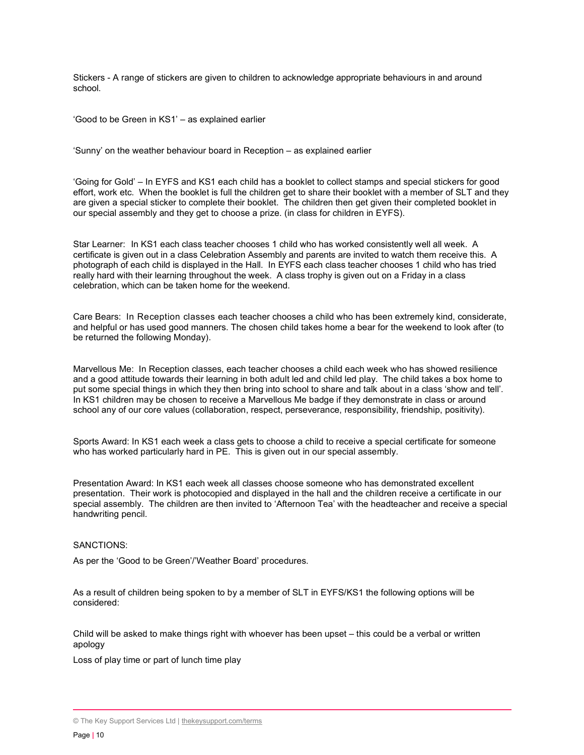Stickers - A range of stickers are given to children to acknowledge appropriate behaviours in and around school.

'Good to be Green in KS1' – as explained earlier

'Sunny' on the weather behaviour board in Reception – as explained earlier

'Going for Gold' – In EYFS and KS1 each child has a booklet to collect stamps and special stickers for good effort, work etc. When the booklet is full the children get to share their booklet with a member of SLT and they are given a special sticker to complete their booklet. The children then get given their completed booklet in our special assembly and they get to choose a prize. (in class for children in EYFS).

Star Learner: In KS1 each class teacher chooses 1 child who has worked consistently well all week. A certificate is given out in a class Celebration Assembly and parents are invited to watch them receive this. A photograph of each child is displayed in the Hall. In EYFS each class teacher chooses 1 child who has tried really hard with their learning throughout the week. A class trophy is given out on a Friday in a class celebration, which can be taken home for the weekend.

Care Bears: In Reception classes each teacher chooses a child who has been extremely kind, considerate, and helpful or has used good manners. The chosen child takes home a bear for the weekend to look after (to be returned the following Monday).

Marvellous Me: In Reception classes, each teacher chooses a child each week who has showed resilience and a good attitude towards their learning in both adult led and child led play. The child takes a box home to put some special things in which they then bring into school to share and talk about in a class 'show and tell'. In KS1 children may be chosen to receive a Marvellous Me badge if they demonstrate in class or around school any of our core values (collaboration, respect, perseverance, responsibility, friendship, positivity).

Sports Award: In KS1 each week a class gets to choose a child to receive a special certificate for someone who has worked particularly hard in PE. This is given out in our special assembly.

Presentation Award: In KS1 each week all classes choose someone who has demonstrated excellent presentation. Their work is photocopied and displayed in the hall and the children receive a certificate in our special assembly. The children are then invited to 'Afternoon Tea' with the headteacher and receive a special handwriting pencil.

SANCTIONS:

As per the 'Good to be Green'/'Weather Board' procedures.

As a result of children being spoken to by a member of SLT in EYFS/KS1 the following options will be considered:

Child will be asked to make things right with whoever has been upset – this could be a verbal or written apology

Loss of play time or part of lunch time play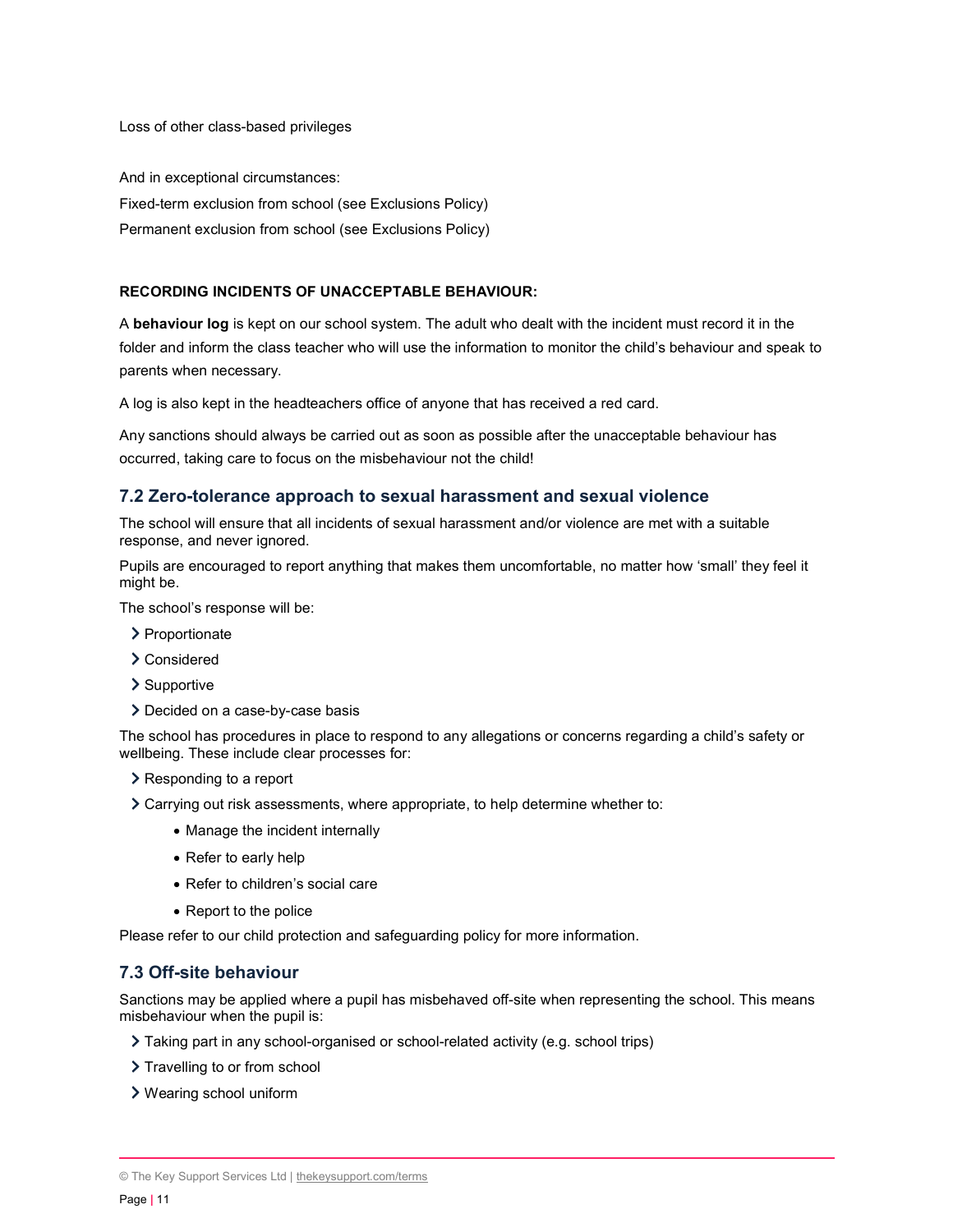Loss of other class-based privileges

And in exceptional circumstances:

Fixed-term exclusion from school (see Exclusions Policy)

Permanent exclusion from school (see Exclusions Policy)

**RECORDING INCIDENTS OF UNACCEPTABLE BEHAVIOUR:**

A **behaviour log** is kept on our school system. The adult who dealt with the incident must record it in the folder and inform the class teacher who will use the information to monitor the child's behaviour and speak to parents when necessary.

A log is also kept in the headteachers office of anyone that has received a red card.

Any sanctions should always be carried out as soon as possible after the unacceptable behaviour has occurred, taking care to focus on the misbehaviour not the child!

### 7.2 Zero-tolerance approach to sexual harassment and sexual violence

The school will ensure that all incidents of sexual harassment and/or violence are met with a suitable response, and never ignored.

Pupils are encouraged to report anything that makes them uncomfortable, no matter how 'small' they feel it might be.

The school's response will be:

- Proportionate
- Considered
- Supportive
- Decided on a case-by-case basis

The school has procedures in place to respond to any allegations or concerns regarding a child's safety or wellbeing. These include clear processes for:

- Responding to a report
- Carrying out risk assessments, where appropriate, to help determine whether to:
    - Manage the incident internally
    - Refer to early help
    - Refer to children's social care
    - Report to the police

Please refer to our child protection and safeguarding policy for more information.

### 7.3 Off-site behaviour

Sanctions may be applied where a pupil has misbehaved off-site when representing the school. This means misbehaviour when the pupil is:

- Taking part in any school-organised or school-related activity (e.g. school trips)
- Travelling to or from school
- Wearing school uniform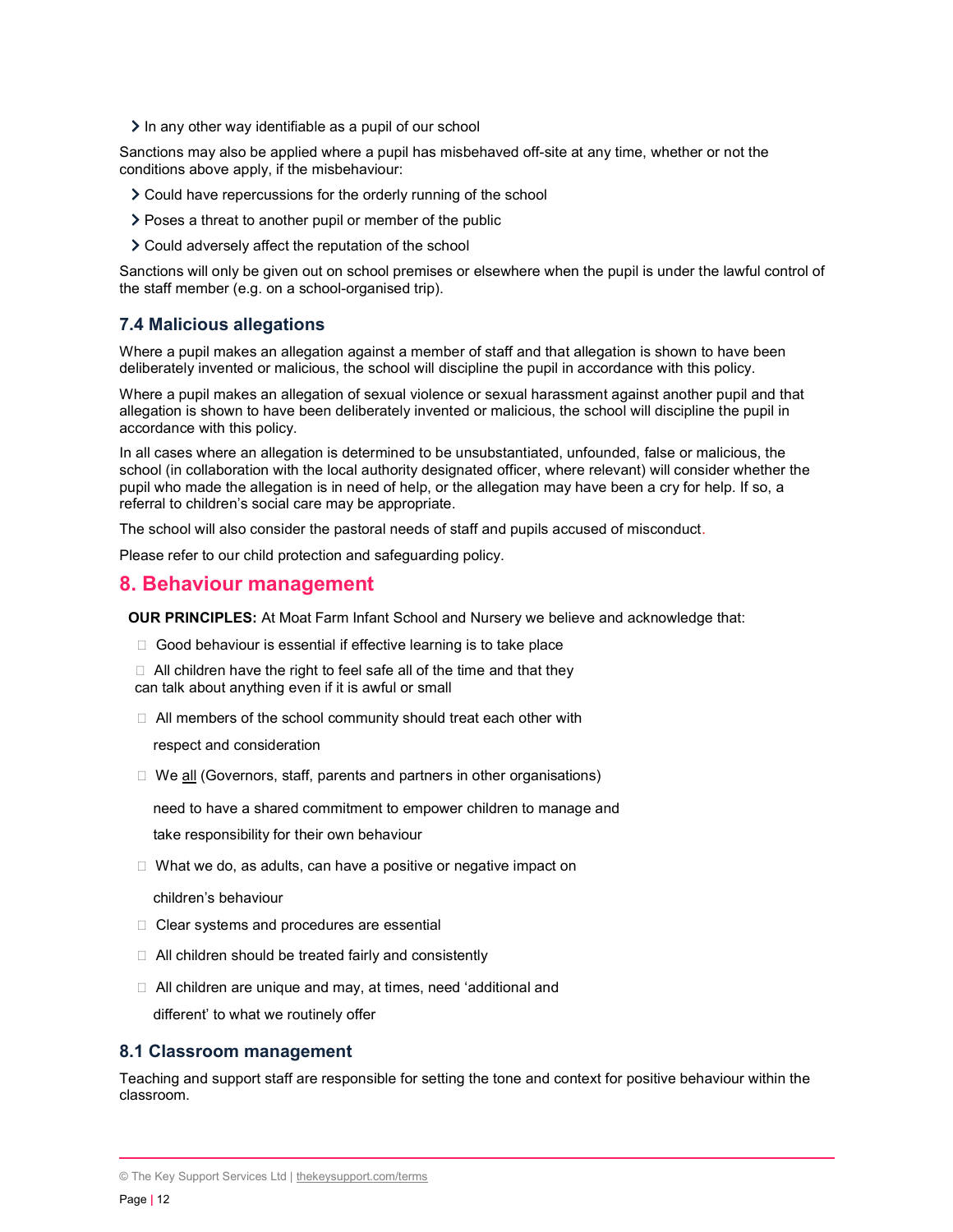- In any other way identifiable as a pupil of our school

Sanctions may also be applied where a pupil has misbehaved off-site at any time, whether or not the conditions above apply, if the misbehaviour:

- Could have repercussions for the orderly running of the school
- Poses a threat to another pupil or member of the public
- Could adversely affect the reputation of the school

Sanctions will only be given out on school premises or elsewhere when the pupil is under the lawful control of the staff member (e.g. on a school-organised trip).

### 7.4 Malicious allegations

Where a pupil makes an allegation against a member of staff and that allegation is shown to have been deliberately invented or malicious, the school will discipline the pupil in accordance with this policy.

Where a pupil makes an allegation of sexual violence or sexual harassment against another pupil and that allegation is shown to have been deliberately invented or malicious, the school will discipline the pupil in accordance with this policy.

In all cases where an allegation is determined to be unsubstantiated, unfounded, false or malicious, the school (in collaboration with the local authority designated officer, where relevant) will consider whether the pupil who made the allegation is in need of help, or the allegation may have been a cry for help. If so, a referral to children's social care may be appropriate.

The school will also consider the pastoral needs of staff and pupils accused of misconduct.

Please refer to our child protection and safeguarding policy.

## 8. Behaviour management

**OUR PRINCIPLES:** At Moat Farm Infant School and Nursery we believe and acknowledge that:

- Good behaviour is essential if effective learning is to take place
- All children have the right to feel safe all of the time and that they can talk about anything even if it is awful or small
- All members of the school community should treat each other with respect and consideration
- We <u>all</u> (Governors, staff, parents and partners in other organisations) need to have a shared commitment to empower children to manage and take responsibility for their own behaviour
- What we do, as adults, can have a positive or negative impact on children's behaviour
- Clear systems and procedures are essential
- All children should be treated fairly and consistently
- All children are unique and may, at times, need 'additional and different' to what we routinely offer

### 8.1 Classroom management

Teaching and support staff are responsible for setting the tone and context for positive behaviour within the classroom.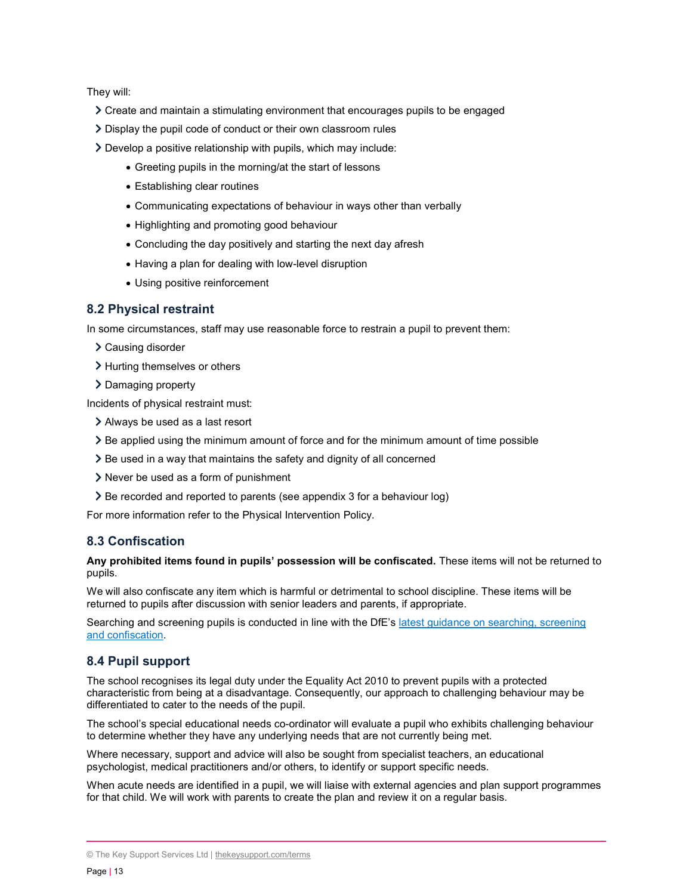They will:

- Create and maintain a stimulating environment that encourages pupils to be engaged
- Display the pupil code of conduct or their own classroom rules
- Develop a positive relationship with pupils, which may include:
    - Greeting pupils in the morning/at the start of lessons
    - Establishing clear routines
    - Communicating expectations of behaviour in ways other than verbally
    - Highlighting and promoting good behaviour
    - Concluding the day positively and starting the next day afresh
    - Having a plan for dealing with low-level disruption
    - Using positive reinforcement

## 8.2 Physical restraint

In some circumstances, staff may use reasonable force to restrain a pupil to prevent them:

- Causing disorder
- Hurting themselves or others
- Damaging property

Incidents of physical restraint must:

- Always be used as a last resort
- Be applied using the minimum amount of force and for the minimum amount of time possible
- Be used in a way that maintains the safety and dignity of all concerned
- Never be used as a form of punishment
- Be recorded and reported to parents (see appendix 3 for a behaviour log)

For more information refer to the Physical Intervention Policy.

## 8.3 Confiscation

**Any prohibited items found in pupils' possession will be confiscated.** These items will not be returned to pupils.

We will also confiscate any item which is harmful or detrimental to school discipline. These items will be returned to pupils after discussion with senior leaders and parents, if appropriate.

Searching and screening pupils is conducted in line with the DfE's [latest guidance on searching, screening and confiscation](#).

## 8.4 Pupil support

The school recognises its legal duty under the Equality Act 2010 to prevent pupils with a protected characteristic from being at a disadvantage. Consequently, our approach to challenging behaviour may be differentiated to cater to the needs of the pupil.

The school's special educational needs co-ordinator will evaluate a pupil who exhibits challenging behaviour to determine whether they have any underlying needs that are not currently being met.

Where necessary, support and advice will also be sought from specialist teachers, an educational psychologist, medical practitioners and/or others, to identify or support specific needs.

When acute needs are identified in a pupil, we will liaise with external agencies and plan support programmes for that child. We will work with parents to create the plan and review it on a regular basis.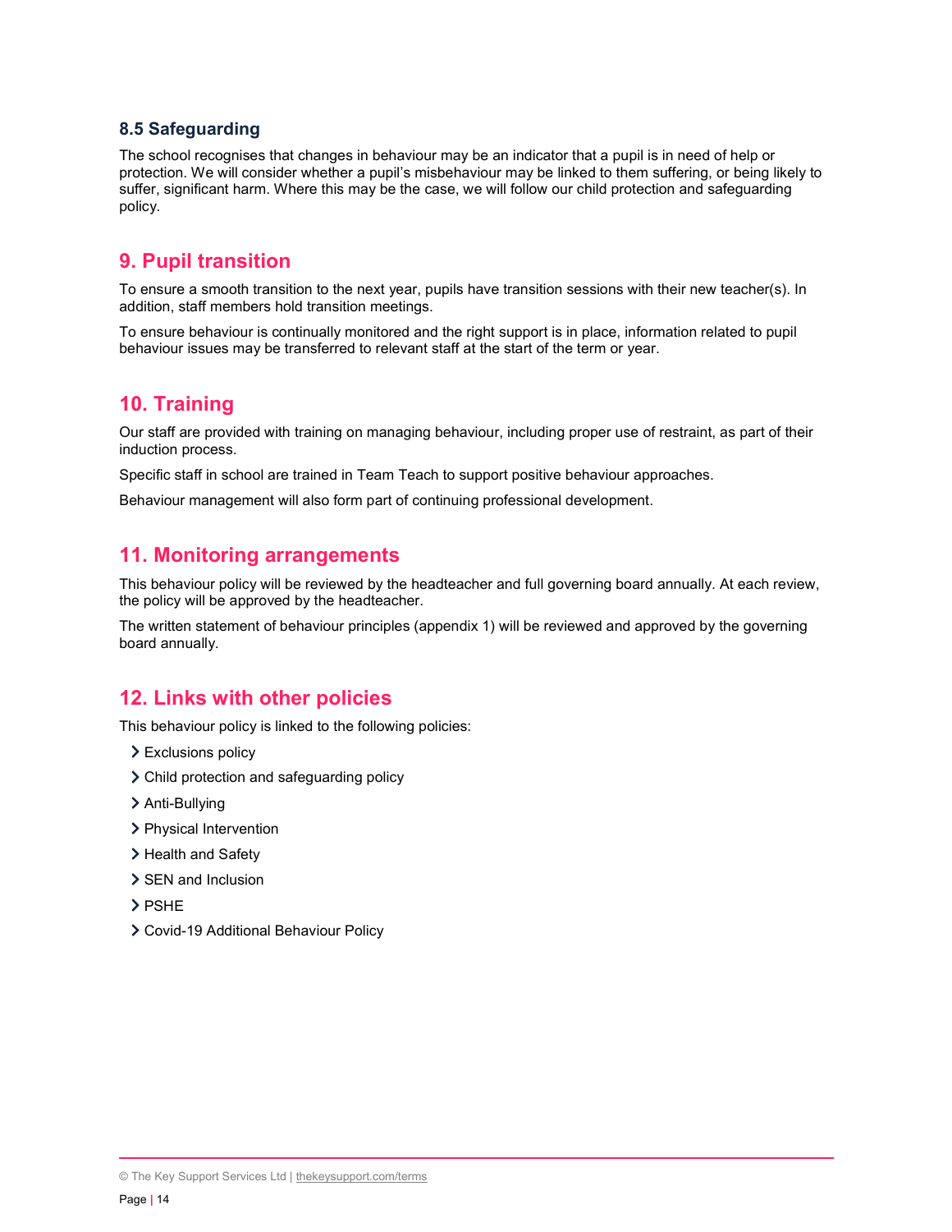### 8.5 Safeguarding

The school recognises that changes in behaviour may be an indicator that a pupil is in need of help or protection. We will consider whether a pupil's misbehaviour may be linked to them suffering, or being likely to suffer, significant harm. Where this may be the case, we will follow our child protection and safeguarding policy.

## 9. Pupil transition

To ensure a smooth transition to the next year, pupils have transition sessions with their new teacher(s). In addition, staff members hold transition meetings.

To ensure behaviour is continually monitored and the right support is in place, information related to pupil behaviour issues may be transferred to relevant staff at the start of the term or year.

## 10. Training

Our staff are provided with training on managing behaviour, including proper use of restraint, as part of their induction process.

Specific staff in school are trained in Team Teach to support positive behaviour approaches.

Behaviour management will also form part of continuing professional development.

## 11. Monitoring arrangements

This behaviour policy will be reviewed by the headteacher and full governing board annually. At each review, the policy will be approved by the headteacher.

The written statement of behaviour principles (appendix 1) will be reviewed and approved by the governing board annually.

## 12. Links with other policies

This behaviour policy is linked to the following policies:

- Exclusions policy
- Child protection and safeguarding policy
- Anti-Bullying
- Physical Intervention
- Health and Safety
- SEN and Inclusion
- PSHE
- Covid-19 Additional Behaviour Policy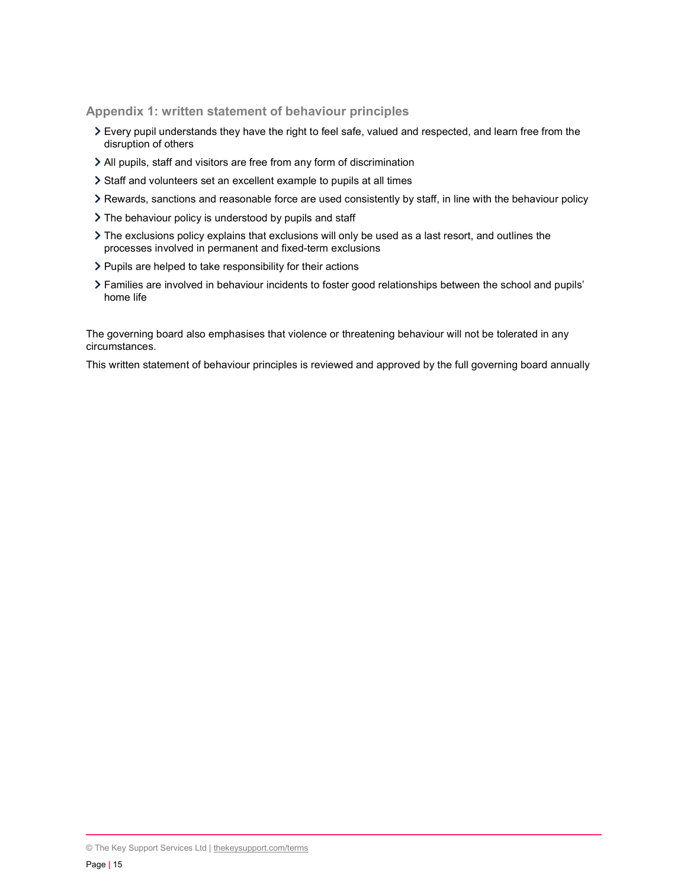## Appendix 1: written statement of behaviour principles

- Every pupil understands they have the right to feel safe, valued and respected, and learn free from the disruption of others
- All pupils, staff and visitors are free from any form of discrimination
- Staff and volunteers set an excellent example to pupils at all times
- Rewards, sanctions and reasonable force are used consistently by staff, in line with the behaviour policy
- The behaviour policy is understood by pupils and staff
- The exclusions policy explains that exclusions will only be used as a last resort, and outlines the processes involved in permanent and fixed-term exclusions
- Pupils are helped to take responsibility for their actions
- Families are involved in behaviour incidents to foster good relationships between the school and pupils' home life

The governing board also emphasises that violence or threatening behaviour will not be tolerated in any circumstances.

This written statement of behaviour principles is reviewed and approved by the full governing board annually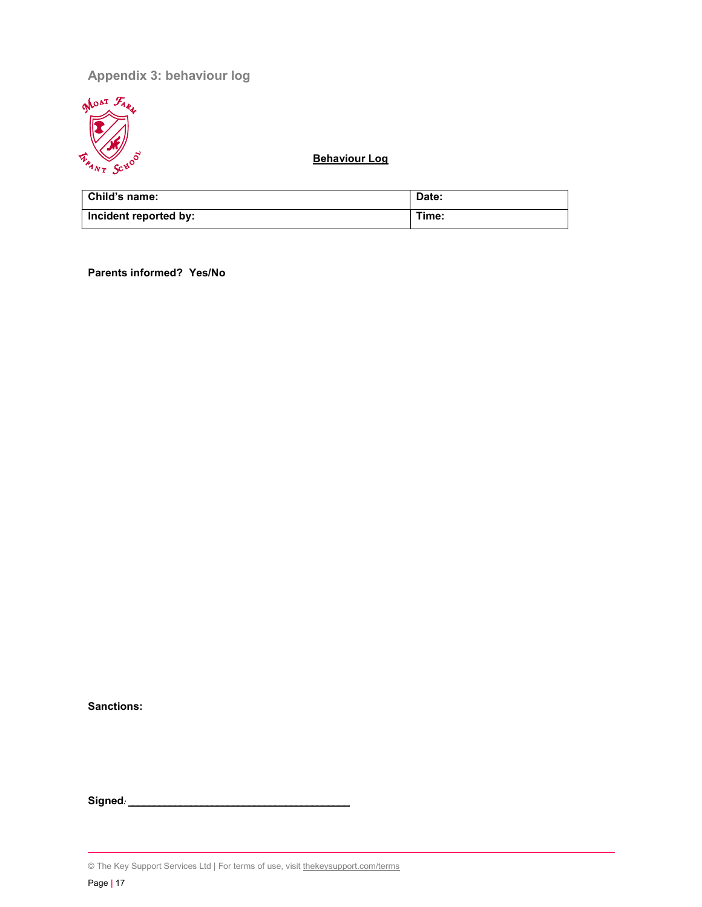## Appendix 3: behaviour log

**Behaviour Log**

| **Child's name:** | **Date:** |
|---|---|
| **Incident reported by:** | **Time:** |

**Parents informed? Yes/No**

**Sanctions:**

**Signed**: ______________________________________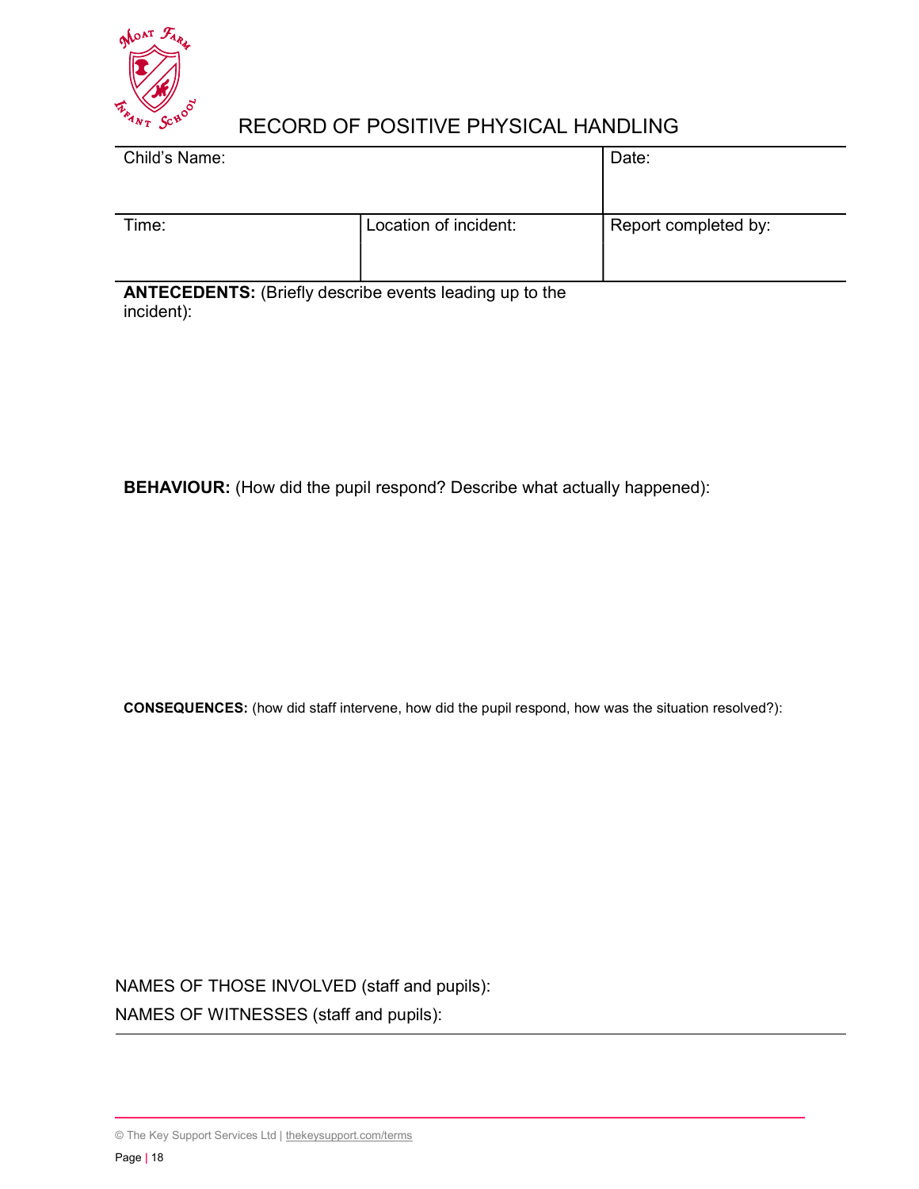# RECORD OF POSITIVE PHYSICAL HANDLING

| Child's Name: | | Date: |
|---|---|---|
| Time: | Location of incident: | Report completed by: |

**ANTECEDENTS:** (Briefly describe events leading up to the incident):

**BEHAVIOUR:** (How did the pupil respond? Describe what actually happened):

**CONSEQUENCES:** (how did staff intervene, how did the pupil respond, how was the situation resolved?):

NAMES OF THOSE INVOLVED (staff and pupils):

NAMES OF WITNESSES (staff and pupils):

© The Key Support Services Ltd | thekeysupport.com/terms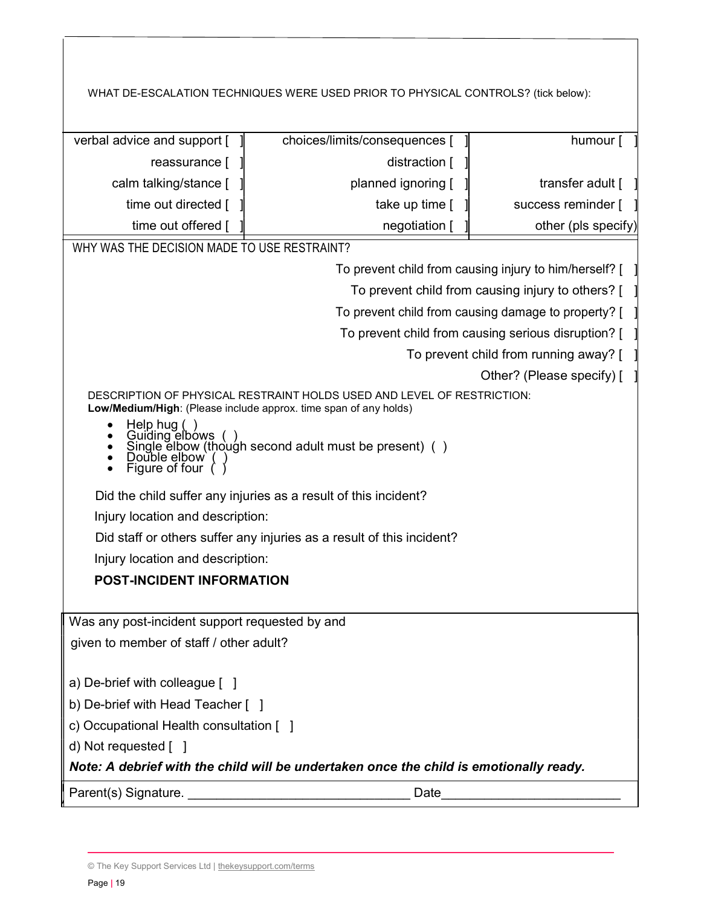WHAT DE-ESCALATION TECHNIQUES WERE USED PRIOR TO PHYSICAL CONTROLS? (tick below):

| | | |
|---|---|---|
| verbal advice and support [ ] | choices/limits/consequences [ ] | humour [ ] |
| reassurance [ ] | distraction [ ] | |
| calm talking/stance [ ] | planned ignoring [ ] | transfer adult [ ] |
| time out directed [ ] | take up time [ ] | success reminder [ ] |
| time out offered [ ] | negotiation [ ] | other (pls specify) |

WHY WAS THE DECISION MADE TO USE RESTRAINT?

To prevent child from causing injury to him/herself? [ ]

To prevent child from causing injury to others? [ ]

To prevent child from causing damage to property? [ ]

To prevent child from causing serious disruption? [ ]

To prevent child from running away? [ ]

Other? (Please specify) [ ]

DESCRIPTION OF PHYSICAL RESTRAINT HOLDS USED AND LEVEL OF RESTRICTION:
**Low/Medium/High**: (Please include approx. time span of any holds)

- Help hug ( )
- Guiding elbows ( )
- Single elbow (though second adult must be present) ( )
- Double elbow ( )
- Figure of four ( )

Did the child suffer any injuries as a result of this incident?

Injury location and description:

Did staff or others suffer any injuries as a result of this incident?

Injury location and description:

**POST-INCIDENT INFORMATION**

Was any post-incident support requested by and given to member of staff / other adult?

a) De-brief with colleague [ ]

b) De-brief with Head Teacher [ ]

c) Occupational Health consultation [ ]

d) Not requested [ ]

***Note: A debrief with the child will be undertaken once the child is emotionally ready.***

Parent(s) Signature. ______________________________ Date________________________